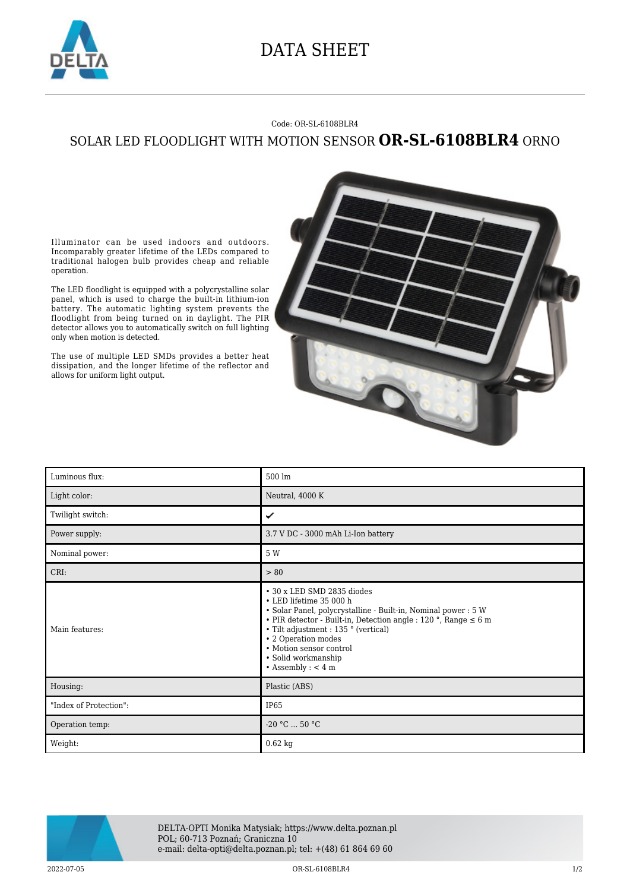# DATA SHEET

Code: OR-SL-6108BLR4

## SOLAR LED FLOODLIGHT WITH MOTION SENSOR **OR-SL-6108BLR4** ORNO

Illuminator can be used indoors and outdoors. Incomparably greater lifetime of the LEDs compared to traditional halogen bulb provides cheap and reliable operation.

The LED floodlight is equipped with a polycrystalline solar panel, which is used to charge the built-in lithium-ion battery. The automatic lighting system prevents the floodlight from being turned on in daylight. The PIR detector allows you to automatically switch on full lighting only when motion is detected.

The use of multiple LED SMDs provides a better heat dissipation, and the longer lifetime of the reflector and allows for uniform light output.

| | |
|---|---|
| Luminous flux: | 500 lm |
| Light color: | Neutral, 4000 K |
| Twilight switch: | ✔ |
| Power supply: | 3.7 V DC - 3000 mAh Li-Ion battery |
| Nominal power: | 5 W |
| CRI: | > 80 |
| Main features: | • 30 x LED SMD 2835 diodes<br>• LED lifetime 35 000 h<br>• Solar Panel, polycrystalline - Built-in, Nominal power : 5 W<br>• PIR detector - Built-in, Detection angle : 120 °, Range ≤ 6 m<br>• Tilt adjustment : 135 ° (vertical)<br>• 2 Operation modes<br>• Motion sensor control<br>• Solid workmanship<br>• Assembly : < 4 m |
| Housing: | Plastic (ABS) |
| "Index of Protection": | IP65 |
| Operation temp: | -20 °C ... 50 °C |
| Weight: | 0.62 kg |

DELTA-OPTI Monika Matysiak; https://www.delta.poznan.pl
POL; 60-713 Poznań; Graniczna 10
e-mail: delta-opti@delta.poznan.pl; tel: +(48) 61 864 69 60

2022-07-05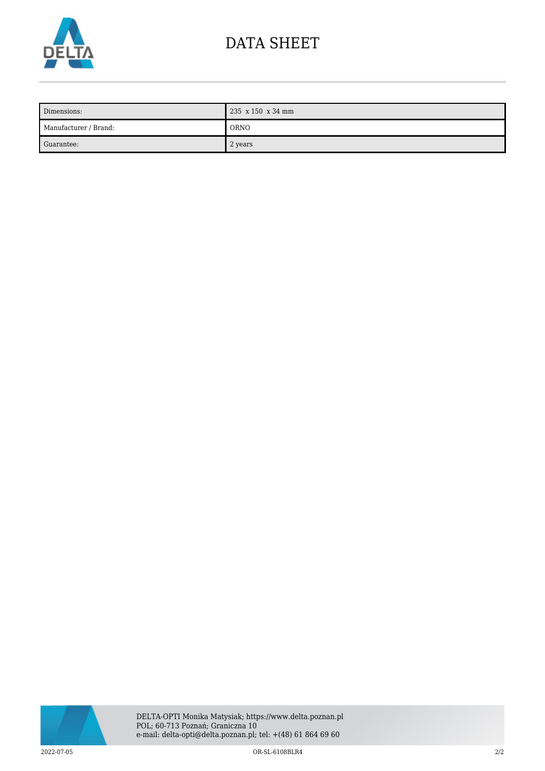| | |
|---|---|
| Dimensions: | 235 x 150 x 34 mm |
| Manufacturer / Brand: | ORNO |
| Guarantee: | 2 years |